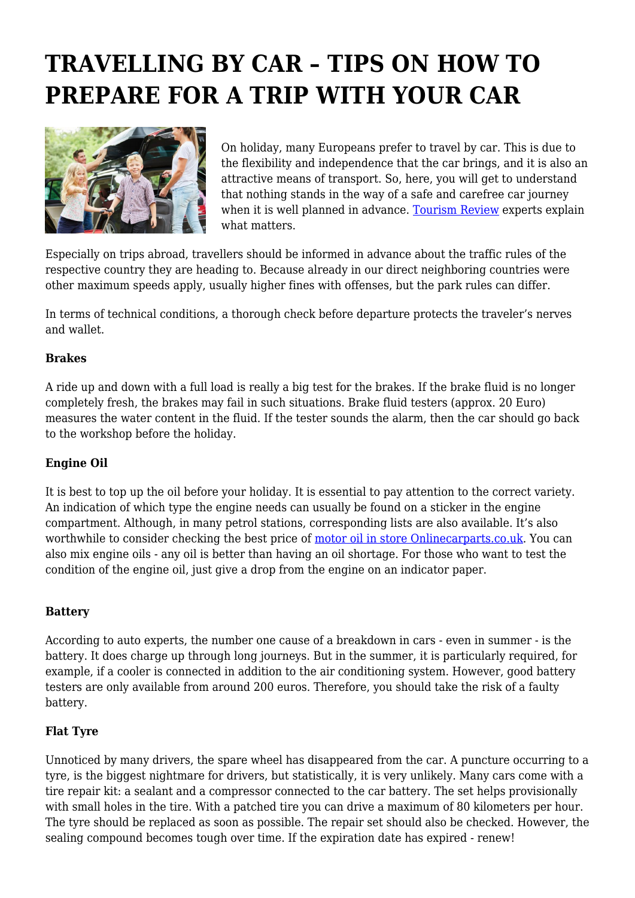# TRAVELLING BY CAR – TIPS ON HOW TO PREPARE FOR A TRIP WITH YOUR CAR

On holiday, many Europeans prefer to travel by car. This is due to the flexibility and independence that the car brings, and it is also an attractive means of transport. So, here, you will get to understand that nothing stands in the way of a safe and carefree car journey when it is well planned in advance. Tourism Review experts explain what matters.

Especially on trips abroad, travellers should be informed in advance about the traffic rules of the respective country they are heading to. Because already in our direct neighboring countries were other maximum speeds apply, usually higher fines with offenses, but the park rules can differ.

In terms of technical conditions, a thorough check before departure protects the traveler's nerves and wallet.

**Brakes**

A ride up and down with a full load is really a big test for the brakes. If the brake fluid is no longer completely fresh, the brakes may fail in such situations. Brake fluid testers (approx. 20 Euro) measures the water content in the fluid. If the tester sounds the alarm, then the car should go back to the workshop before the holiday.

**Engine Oil**

It is best to top up the oil before your holiday. It is essential to pay attention to the correct variety. An indication of which type the engine needs can usually be found on a sticker in the engine compartment. Although, in many petrol stations, corresponding lists are also available. It's also worthwhile to consider checking the best price of motor oil in store Onlinecarparts.co.uk. You can also mix engine oils - any oil is better than having an oil shortage. For those who want to test the condition of the engine oil, just give a drop from the engine on an indicator paper.

**Battery**

According to auto experts, the number one cause of a breakdown in cars - even in summer - is the battery. It does charge up through long journeys. But in the summer, it is particularly required, for example, if a cooler is connected in addition to the air conditioning system. However, good battery testers are only available from around 200 euros. Therefore, you should take the risk of a faulty battery.

**Flat Tyre**

Unnoticed by many drivers, the spare wheel has disappeared from the car. A puncture occurring to a tyre, is the biggest nightmare for drivers, but statistically, it is very unlikely. Many cars come with a tire repair kit: a sealant and a compressor connected to the car battery. The set helps provisionally with small holes in the tire. With a patched tire you can drive a maximum of 80 kilometers per hour. The tyre should be replaced as soon as possible. The repair set should also be checked. However, the sealing compound becomes tough over time. If the expiration date has expired - renew!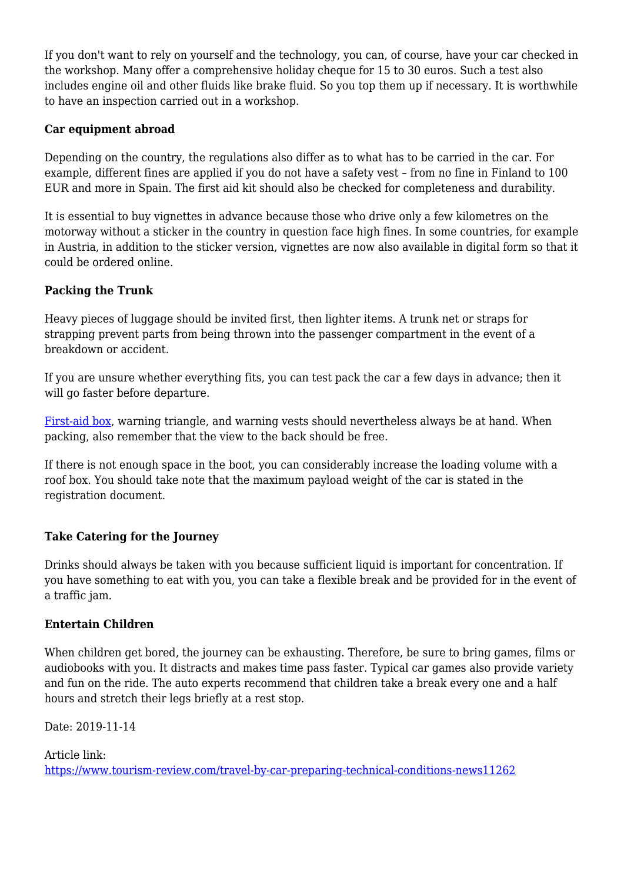If you don't want to rely on yourself and the technology, you can, of course, have your car checked in the workshop. Many offer a comprehensive holiday cheque for 15 to 30 euros. Such a test also includes engine oil and other fluids like brake fluid. So you top them up if necessary. It is worthwhile to have an inspection carried out in a workshop.

**Car equipment abroad**

Depending on the country, the regulations also differ as to what has to be carried in the car. For example, different fines are applied if you do not have a safety vest – from no fine in Finland to 100 EUR and more in Spain. The first aid kit should also be checked for completeness and durability.

It is essential to buy vignettes in advance because those who drive only a few kilometres on the motorway without a sticker in the country in question face high fines. In some countries, for example in Austria, in addition to the sticker version, vignettes are now also available in digital form so that it could be ordered online.

**Packing the Trunk**

Heavy pieces of luggage should be invited first, then lighter items. A trunk net or straps for strapping prevent parts from being thrown into the passenger compartment in the event of a breakdown or accident.

If you are unsure whether everything fits, you can test pack the car a few days in advance; then it will go faster before departure.

First-aid box, warning triangle, and warning vests should nevertheless always be at hand. When packing, also remember that the view to the back should be free.

If there is not enough space in the boot, you can considerably increase the loading volume with a roof box. You should take note that the maximum payload weight of the car is stated in the registration document.

**Take Catering for the Journey**

Drinks should always be taken with you because sufficient liquid is important for concentration. If you have something to eat with you, you can take a flexible break and be provided for in the event of a traffic jam.

**Entertain Children**

When children get bored, the journey can be exhausting. Therefore, be sure to bring games, films or audiobooks with you. It distracts and makes time pass faster. Typical car games also provide variety and fun on the ride. The auto experts recommend that children take a break every one and a half hours and stretch their legs briefly at a rest stop.

Date: 2019-11-14

Article link:
https://www.tourism-review.com/travel-by-car-preparing-technical-conditions-news11262